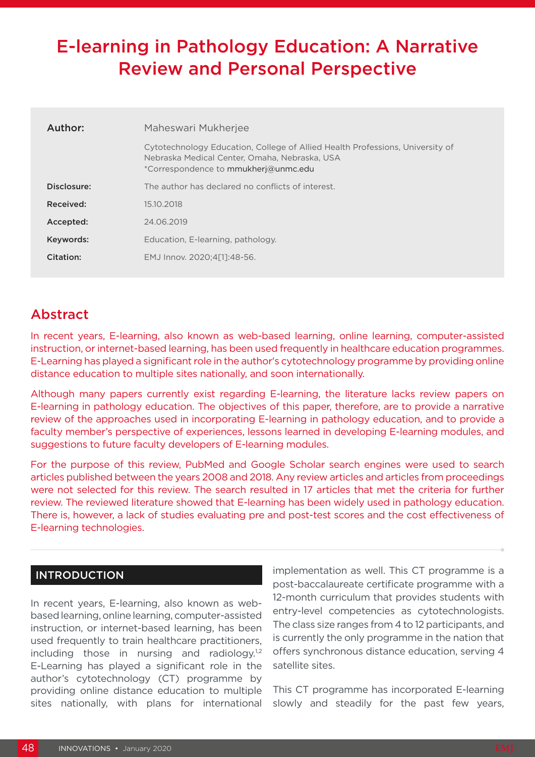# E-learning in Pathology Education: A Narrative Review and Personal Perspective

| | |
|---|---|
| **Author:** | Maheswari Mukherjee |
| | Cytotechnology Education, College of Allied Health Professions, University of Nebraska Medical Center, Omaha, Nebraska, USA *Correspondence to mmukherj@unmc.edu |
| **Disclosure:** | The author has declared no conflicts of interest. |
| **Received:** | 15.10.2018 |
| **Accepted:** | 24.06.2019 |
| **Keywords:** | Education, E-learning, pathology. |
| **Citation:** | EMJ Innov. 2020;4[1]:48-56. |

## Abstract

In recent years, E-learning, also known as web-based learning, online learning, computer-assisted instruction, or internet-based learning, has been used frequently in healthcare education programmes. E-Learning has played a significant role in the author's cytotechnology programme by providing online distance education to multiple sites nationally, and soon internationally.

Although many papers currently exist regarding E-learning, the literature lacks review papers on E-learning in pathology education. The objectives of this paper, therefore, are to provide a narrative review of the approaches used in incorporating E-learning in pathology education, and to provide a faculty member's perspective of experiences, lessons learned in developing E-learning modules, and suggestions to future faculty developers of E-learning modules.

For the purpose of this review, PubMed and Google Scholar search engines were used to search articles published between the years 2008 and 2018. Any review articles and articles from proceedings were not selected for this review. The search resulted in 17 articles that met the criteria for further review. The reviewed literature showed that E-learning has been widely used in pathology education. There is, however, a lack of studies evaluating pre and post-test scores and the cost effectiveness of E-learning technologies.

## INTRODUCTION

In recent years, E-learning, also known as web-based learning, online learning, computer-assisted instruction, or internet-based learning, has been used frequently to train healthcare practitioners, including those in nursing and radiology.[1,2] E-Learning has played a significant role in the author's cytotechnology (CT) programme by providing online distance education to multiple sites nationally, with plans for international implementation as well. This CT programme is a post-baccalaureate certificate programme with a 12-month curriculum that provides students with entry-level competencies as cytotechnologists. The class size ranges from 4 to 12 participants, and is currently the only programme in the nation that offers synchronous distance education, serving 4 satellite sites.

This CT programme has incorporated E-learning slowly and steadily for the past few years,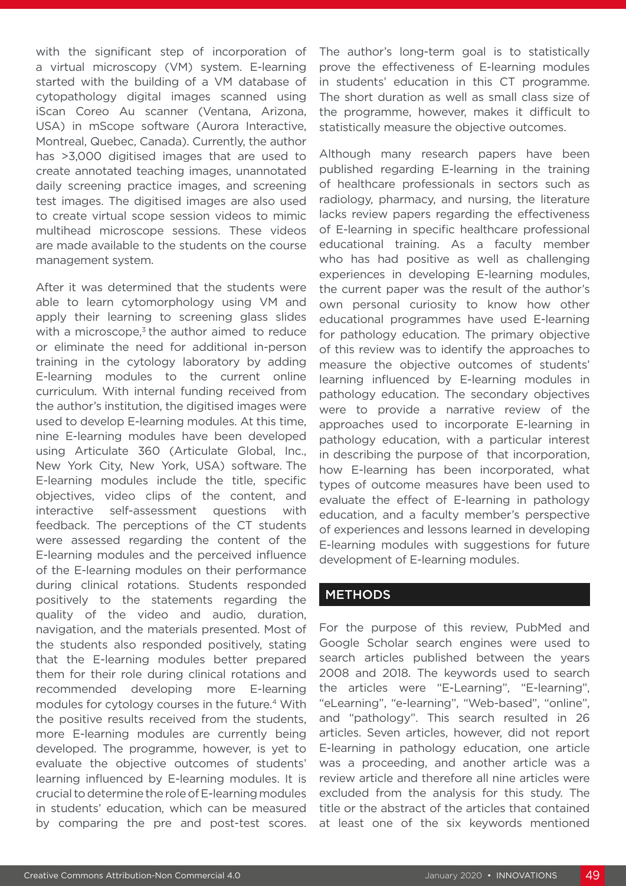with the significant step of incorporation of a virtual microscopy (VM) system. E-learning started with the building of a VM database of cytopathology digital images scanned using iScan Coreo Au scanner (Ventana, Arizona, USA) in mScope software (Aurora Interactive, Montreal, Quebec, Canada). Currently, the author has >3,000 digitised images that are used to create annotated teaching images, unannotated daily screening practice images, and screening test images. The digitised images are also used to create virtual scope session videos to mimic multihead microscope sessions. These videos are made available to the students on the course management system.

After it was determined that the students were able to learn cytomorphology using VM and apply their learning to screening glass slides with a microscope,[3] the author aimed to reduce or eliminate the need for additional in-person training in the cytology laboratory by adding E-learning modules to the current online curriculum. With internal funding received from the author's institution, the digitised images were used to develop E-learning modules. At this time, nine E-learning modules have been developed using Articulate 360 (Articulate Global, Inc., New York City, New York, USA) software. The E-learning modules include the title, specific objectives, video clips of the content, and interactive self-assessment questions with feedback. The perceptions of the CT students were assessed regarding the content of the E-learning modules and the perceived influence of the E-learning modules on their performance during clinical rotations. Students responded positively to the statements regarding the quality of the video and audio, duration, navigation, and the materials presented. Most of the students also responded positively, stating that the E-learning modules better prepared them for their role during clinical rotations and recommended developing more E-learning modules for cytology courses in the future.[4] With the positive results received from the students, more E-learning modules are currently being developed. The programme, however, is yet to evaluate the objective outcomes of students' learning influenced by E-learning modules. It is crucial to determine the role of E-learning modules in students' education, which can be measured by comparing the pre and post-test scores. The author's long-term goal is to statistically prove the effectiveness of E-learning modules in students' education in this CT programme. The short duration as well as small class size of the programme, however, makes it difficult to statistically measure the objective outcomes.

Although many research papers have been published regarding E-learning in the training of healthcare professionals in sectors such as radiology, pharmacy, and nursing, the literature lacks review papers regarding the effectiveness of E-learning in specific healthcare professional educational training. As a faculty member who has had positive as well as challenging experiences in developing E-learning modules, the current paper was the result of the author's own personal curiosity to know how other educational programmes have used E-learning for pathology education. The primary objective of this review was to identify the approaches to measure the objective outcomes of students' learning influenced by E-learning modules in pathology education. The secondary objectives were to provide a narrative review of the approaches used to incorporate E-learning in pathology education, with a particular interest in describing the purpose of that incorporation, how E-learning has been incorporated, what types of outcome measures have been used to evaluate the effect of E-learning in pathology education, and a faculty member's perspective of experiences and lessons learned in developing E-learning modules with suggestions for future development of E-learning modules.

## METHODS

For the purpose of this review, PubMed and Google Scholar search engines were used to search articles published between the years 2008 and 2018. The keywords used to search the articles were "E-Learning", "E-learning", "eLearning", "e-learning", "Web-based", "online", and "pathology". This search resulted in 26 articles. Seven articles, however, did not report E-learning in pathology education, one article was a proceeding, and another article was a review article and therefore all nine articles were excluded from the analysis for this study. The title or the abstract of the articles that contained at least one of the six keywords mentioned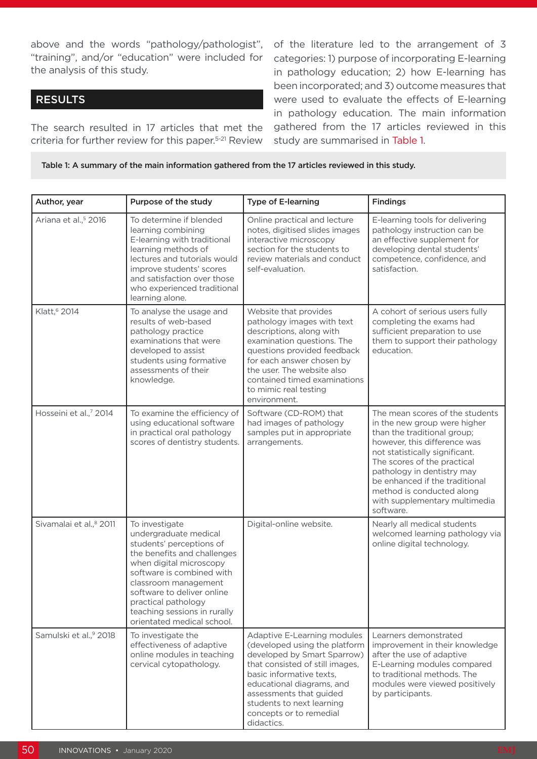above and the words "pathology/pathologist", "training", and/or "education" were included for the analysis of this study.

## RESULTS

The search resulted in 17 articles that met the criteria for further review for this paper.[5-21] Review of the literature led to the arrangement of 3 categories: 1) purpose of incorporating E-learning in pathology education; 2) how E-learning has been incorporated; and 3) outcome measures that were used to evaluate the effects of E-learning in pathology education. The main information gathered from the 17 articles reviewed in this study are summarised in Table 1.

Table 1: A summary of the main information gathered from the 17 articles reviewed in this study.

| Author, year | Purpose of the study | Type of E-learning | Findings |
|---|---|---|---|
| Ariana et al.,[5] 2016 | To determine if blended learning combining E-learning with traditional learning methods of lectures and tutorials would improve students' scores and satisfaction over those who experienced traditional learning alone. | Online practical and lecture notes, digitised slides images interactive microscopy section for the students to review materials and conduct self-evaluation. | E-learning tools for delivering pathology instruction can be an effective supplement for developing dental students' competence, confidence, and satisfaction. |
| Klatt,[6] 2014 | To analyse the usage and results of web-based pathology practice examinations that were developed to assist students using formative assessments of their knowledge. | Website that provides pathology images with text descriptions, along with examination questions. The questions provided feedback for each answer chosen by the user. The website also contained timed examinations to mimic real testing environment. | A cohort of serious users fully completing the exams had sufficient preparation to use them to support their pathology education. |
| Hosseini et al.,[7] 2014 | To examine the efficiency of using educational software in practical oral pathology scores of dentistry students. | Software (CD-ROM) that had images of pathology samples put in appropriate arrangements. | The mean scores of the students in the new group were higher than the traditional group; however, this difference was not statistically significant. The scores of the practical pathology in dentistry may be enhanced if the traditional method is conducted along with supplementary multimedia software. |
| Sivamalai et al.,[8] 2011 | To investigate undergraduate medical students' perceptions of the benefits and challenges when digital microscopy software is combined with classroom management software to deliver online practical pathology teaching sessions in rurally orientated medical school. | Digital-online website. | Nearly all medical students welcomed learning pathology via online digital technology. |
| Samulski et al.,[9] 2018 | To investigate the effectiveness of adaptive online modules in teaching cervical cytopathology. | Adaptive E-Learning modules (developed using the platform developed by Smart Sparrow) that consisted of still images, basic informative texts, educational diagrams, and assessments that guided students to next learning concepts or to remedial didactics. | Learners demonstrated improvement in their knowledge after the use of adaptive E-Learning modules compared to traditional methods. The modules were viewed positively by participants. |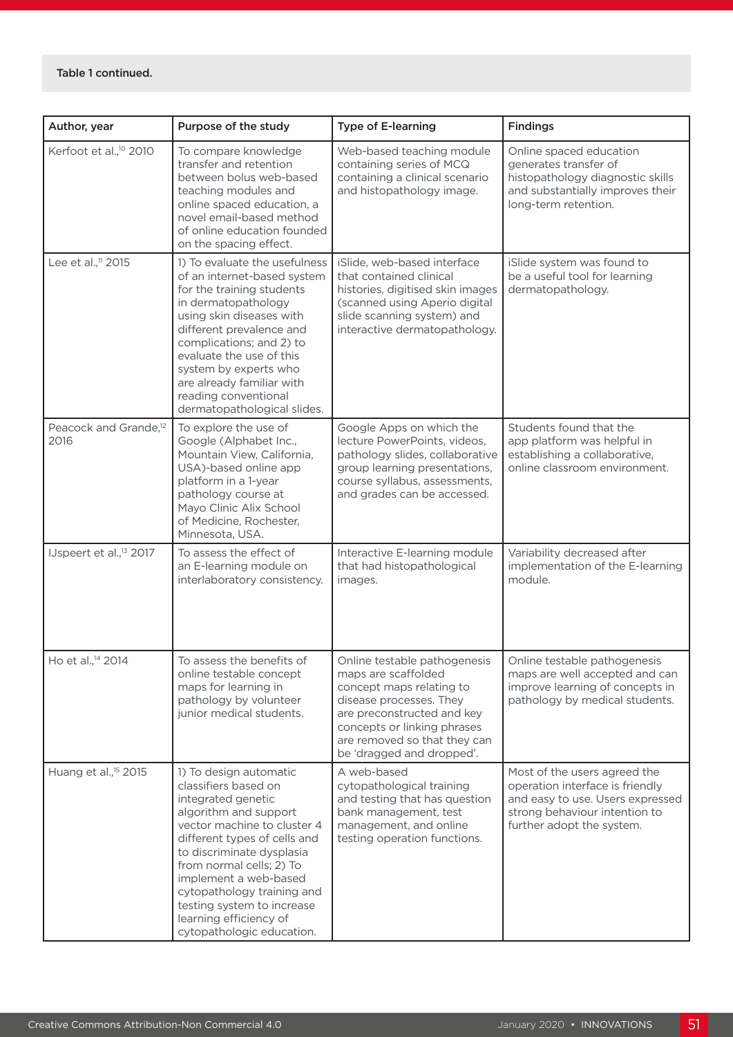Table 1 continued.

| Author, year | Purpose of the study | Type of E-learning | Findings |
|---|---|---|---|
| Kerfoot et al.,[10] 2010 | To compare knowledge transfer and retention between bolus web-based teaching modules and online spaced education, a novel email-based method of online education founded on the spacing effect. | Web-based teaching module containing series of MCQ containing a clinical scenario and histopathology image. | Online spaced education generates transfer of histopathology diagnostic skills and substantially improves their long-term retention. |
| Lee et al.,[11] 2015 | 1) To evaluate the usefulness of an internet-based system for the training students in dermatopathology using skin diseases with different prevalence and complications; and 2) to evaluate the use of this system by experts who are already familiar with reading conventional dermatopathological slides. | iSlide, web-based interface that contained clinical histories, digitised skin images (scanned using Aperio digital slide scanning system) and interactive dermatopathology. | iSlide system was found to be a useful tool for learning dermatopathology. |
| Peacock and Grande,[12] 2016 | To explore the use of Google (Alphabet Inc., Mountain View, California, USA)-based online app platform in a 1-year pathology course at Mayo Clinic Alix School of Medicine, Rochester, Minnesota, USA. | Google Apps on which the lecture PowerPoints, videos, pathology slides, collaborative group learning presentations, course syllabus, assessments, and grades can be accessed. | Students found that the app platform was helpful in establishing a collaborative, online classroom environment. |
| IJspeert et al.,[13] 2017 | To assess the effect of an E-learning module on interlaboratory consistency. | Interactive E-learning module that had histopathological images. | Variability decreased after implementation of the E-learning module. |
| Ho et al.,[14] 2014 | To assess the benefits of online testable concept maps for learning in pathology by volunteer junior medical students. | Online testable pathogenesis maps are scaffolded concept maps relating to disease processes. They are preconstructed and key concepts or linking phrases are removed so that they can be 'dragged and dropped'. | Online testable pathogenesis maps are well accepted and can improve learning of concepts in pathology by medical students. |
| Huang et al.,[15] 2015 | 1) To design automatic classifiers based on integrated genetic algorithm and support vector machine to cluster 4 different types of cells and to discriminate dysplasia from normal cells; 2) To implement a web-based cytopathology training and testing system to increase learning efficiency of cytopathologic education. | A web-based cytopathological training and testing that has question bank management, test management, and online testing operation functions. | Most of the users agreed the operation interface is friendly and easy to use. Users expressed strong behaviour intention to further adopt the system. |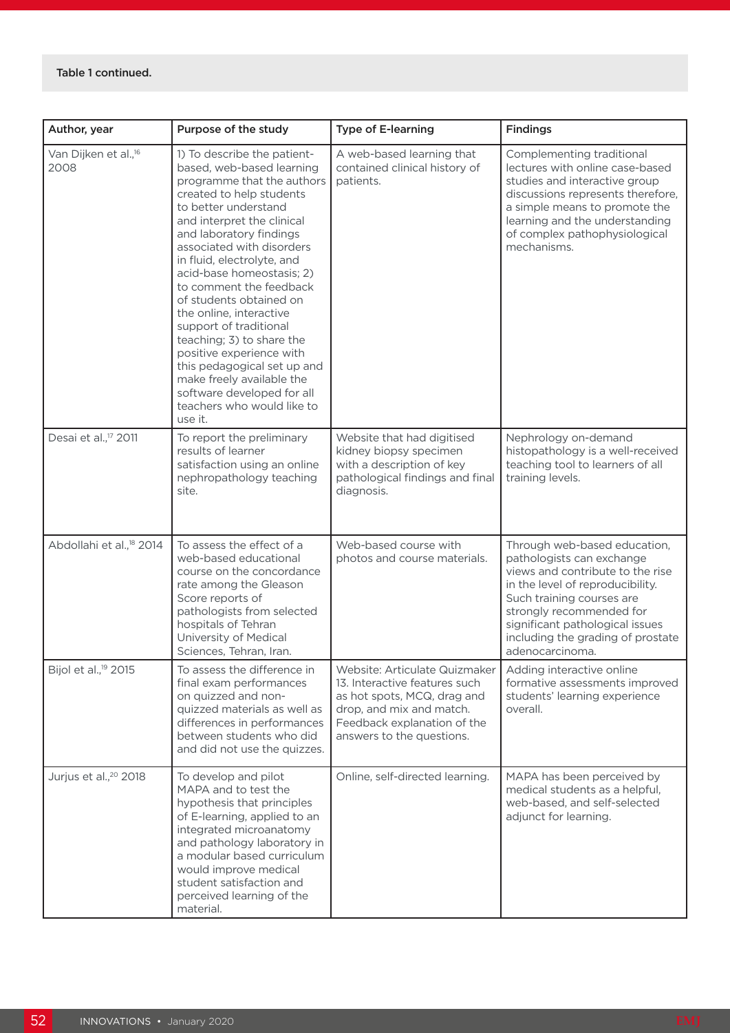Table 1 continued.

| Author, year | Purpose of the study | Type of E-learning | Findings |
|---|---|---|---|
| Van Dijken et al.,[16] 2008 | 1) To describe the patient-based, web-based learning programme that the authors created to help students to better understand and interpret the clinical and laboratory findings associated with disorders in fluid, electrolyte, and acid-base homeostasis; 2) to comment the feedback of students obtained on the online, interactive support of traditional teaching; 3) to share the positive experience with this pedagogical set up and make freely available the software developed for all teachers who would like to use it. | A web-based learning that contained clinical history of patients. | Complementing traditional lectures with online case-based studies and interactive group discussions represents therefore, a simple means to promote the learning and the understanding of complex pathophysiological mechanisms. |
| Desai et al.,[17] 2011 | To report the preliminary results of learner satisfaction using an online nephropathology teaching site. | Website that had digitised kidney biopsy specimen with a description of key pathological findings and final diagnosis. | Nephrology on-demand histopathology is a well-received teaching tool to learners of all training levels. |
| Abdollahi et al.,[18] 2014 | To assess the effect of a web-based educational course on the concordance rate among the Gleason Score reports of pathologists from selected hospitals of Tehran University of Medical Sciences, Tehran, Iran. | Web-based course with photos and course materials. | Through web-based education, pathologists can exchange views and contribute to the rise in the level of reproducibility. Such training courses are strongly recommended for significant pathological issues including the grading of prostate adenocarcinoma. |
| Bijol et al.,[19] 2015 | To assess the difference in final exam performances on quizzed and non-quizzed materials as well as differences in performances between students who did and did not use the quizzes. | Website: Articulate Quizmaker 13. Interactive features such as hot spots, MCQ, drag and drop, and mix and match. Feedback explanation of the answers to the questions. | Adding interactive online formative assessments improved students' learning experience overall. |
| Jurjus et al.,[20] 2018 | To develop and pilot MAPA and to test the hypothesis that principles of E-learning, applied to an integrated microanatomy and pathology laboratory in a modular based curriculum would improve medical student satisfaction and perceived learning of the material. | Online, self-directed learning. | MAPA has been perceived by medical students as a helpful, web-based, and self-selected adjunct for learning. |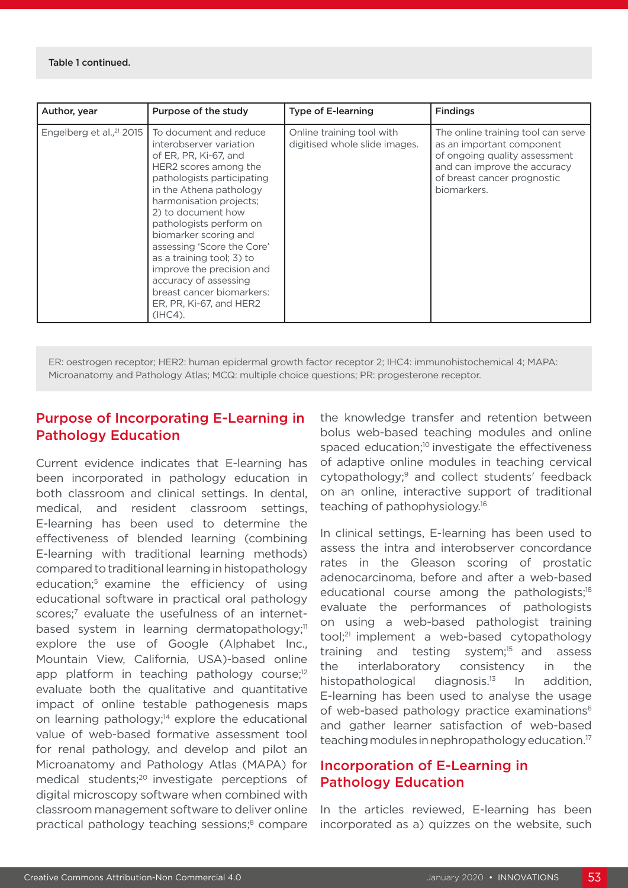Table 1 continued.

| Author, year | Purpose of the study | Type of E-learning | Findings |
| --- | --- | --- | --- |
| Engelberg et al.,[21] 2015 | To document and reduce interobserver variation of ER, PR, Ki-67, and HER2 scores among the pathologists participating in the Athena pathology harmonisation projects; 2) to document how pathologists perform on biomarker scoring and assessing 'Score the Core' as a training tool; 3) to improve the precision and accuracy of assessing breast cancer biomarkers: ER, PR, Ki-67, and HER2 (IHC4). | Online training tool with digitised whole slide images. | The online training tool can serve as an important component of ongoing quality assessment and can improve the accuracy of breast cancer prognostic biomarkers. |

ER: oestrogen receptor; HER2: human epidermal growth factor receptor 2; IHC4: immunohistochemical 4; MAPA: Microanatomy and Pathology Atlas; MCQ: multiple choice questions; PR: progesterone receptor.

## Purpose of Incorporating E-Learning in Pathology Education

Current evidence indicates that E-learning has been incorporated in pathology education in both classroom and clinical settings. In dental, medical, and resident classroom settings, E-learning has been used to determine the effectiveness of blended learning (combining E-learning with traditional learning methods) compared to traditional learning in histopathology education;[5] examine the efficiency of using educational software in practical oral pathology scores;[7] evaluate the usefulness of an internet-based system in learning dermatopathology;[11] explore the use of Google (Alphabet Inc., Mountain View, California, USA)-based online app platform in teaching pathology course;[12] evaluate both the qualitative and quantitative impact of online testable pathogenesis maps on learning pathology;[14] explore the educational value of web-based formative assessment tool for renal pathology, and develop and pilot an Microanatomy and Pathology Atlas (MAPA) for medical students;[20] investigate perceptions of digital microscopy software when combined with classroom management software to deliver online practical pathology teaching sessions;[8] compare the knowledge transfer and retention between bolus web-based teaching modules and online spaced education;[10] investigate the effectiveness of adaptive online modules in teaching cervical cytopathology;[9] and collect students' feedback on an online, interactive support of traditional teaching of pathophysiology.[16]

In clinical settings, E-learning has been used to assess the intra and interobserver concordance rates in the Gleason scoring of prostatic adenocarcinoma, before and after a web-based educational course among the pathologists;[18] evaluate the performances of pathologists on using a web-based pathologist training tool;[21] implement a web-based cytopathology training and testing system;[15] and assess the interlaboratory consistency in the histopathological diagnosis.[13] In addition, E-learning has been used to analyse the usage of web-based pathology practice examinations[6] and gather learner satisfaction of web-based teaching modules in nephropathology education.[17]

## Incorporation of E-Learning in Pathology Education

In the articles reviewed, E-learning has been incorporated as a) quizzes on the website, such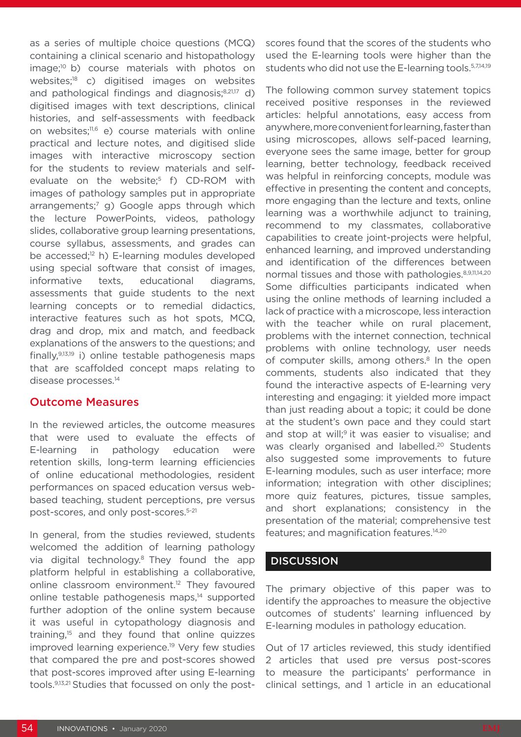as a series of multiple choice questions (MCQ) containing a clinical scenario and histopathology image;[10] b) course materials with photos on websites;[18] c) digitised images on websites and pathological findings and diagnosis;[8,21,17] d) digitised images with text descriptions, clinical histories, and self-assessments with feedback on websites;[11,6] e) course materials with online practical and lecture notes, and digitised slide images with interactive microscopy section for the students to review materials and self-evaluate on the website;[5] f) CD-ROM with images of pathology samples put in appropriate arrangements;[7] g) Google apps through which the lecture PowerPoints, videos, pathology slides, collaborative group learning presentations, course syllabus, assessments, and grades can be accessed;[12] h) E-learning modules developed using special software that consist of images, informative texts, educational diagrams, assessments that guide students to the next learning concepts or to remedial didactics, interactive features such as hot spots, MCQ, drag and drop, mix and match, and feedback explanations of the answers to the questions; and finally,[9,13,19] i) online testable pathogenesis maps that are scaffolded concept maps relating to disease processes.[14]

## Outcome Measures

In the reviewed articles, the outcome measures that were used to evaluate the effects of E-learning in pathology education were retention skills, long-term learning efficiencies of online educational methodologies, resident performances on spaced education versus web-based teaching, student perceptions, pre versus post-scores, and only post-scores.[5-21]

In general, from the studies reviewed, students welcomed the addition of learning pathology via digital technology.[8] They found the app platform helpful in establishing a collaborative, online classroom environment.[12] They favoured online testable pathogenesis maps,[14] supported further adoption of the online system because it was useful in cytopathology diagnosis and training,[15] and they found that online quizzes improved learning experience.[19] Very few studies that compared the pre and post-scores showed that post-scores improved after using E-learning tools.[9,13,21] Studies that focussed on only the post-scores found that the scores of the students who used the E-learning tools were higher than the students who did not use the E-learning tools.[5,7,14,19]

The following common survey statement topics received positive responses in the reviewed articles: helpful annotations, easy access from anywhere, more convenient for learning, faster than using microscopes, allows self-paced learning, everyone sees the same image, better for group learning, better technology, feedback received was helpful in reinforcing concepts, module was effective in presenting the content and concepts, more engaging than the lecture and texts, online learning was a worthwhile adjunct to training, recommend to my classmates, collaborative capabilities to create joint-projects were helpful, enhanced learning, and improved understanding and identification of the differences between normal tissues and those with pathologies.[8,9,11,14,20] Some difficulties participants indicated when using the online methods of learning included a lack of practice with a microscope, less interaction with the teacher while on rural placement, problems with the internet connection, technical problems with online technology, user needs of computer skills, among others.[8] In the open comments, students also indicated that they found the interactive aspects of E-learning very interesting and engaging: it yielded more impact than just reading about a topic; it could be done at the student's own pace and they could start and stop at will;[9] it was easier to visualise; and was clearly organised and labelled.[20] Students also suggested some improvements to future E-learning modules, such as user interface; more information; integration with other disciplines; more quiz features, pictures, tissue samples, and short explanations; consistency in the presentation of the material; comprehensive test features; and magnification features.[14,20]

## DISCUSSION

The primary objective of this paper was to identify the approaches to measure the objective outcomes of students' learning influenced by E-learning modules in pathology education.

Out of 17 articles reviewed, this study identified 2 articles that used pre versus post-scores to measure the participants' performance in clinical settings, and 1 article in an educational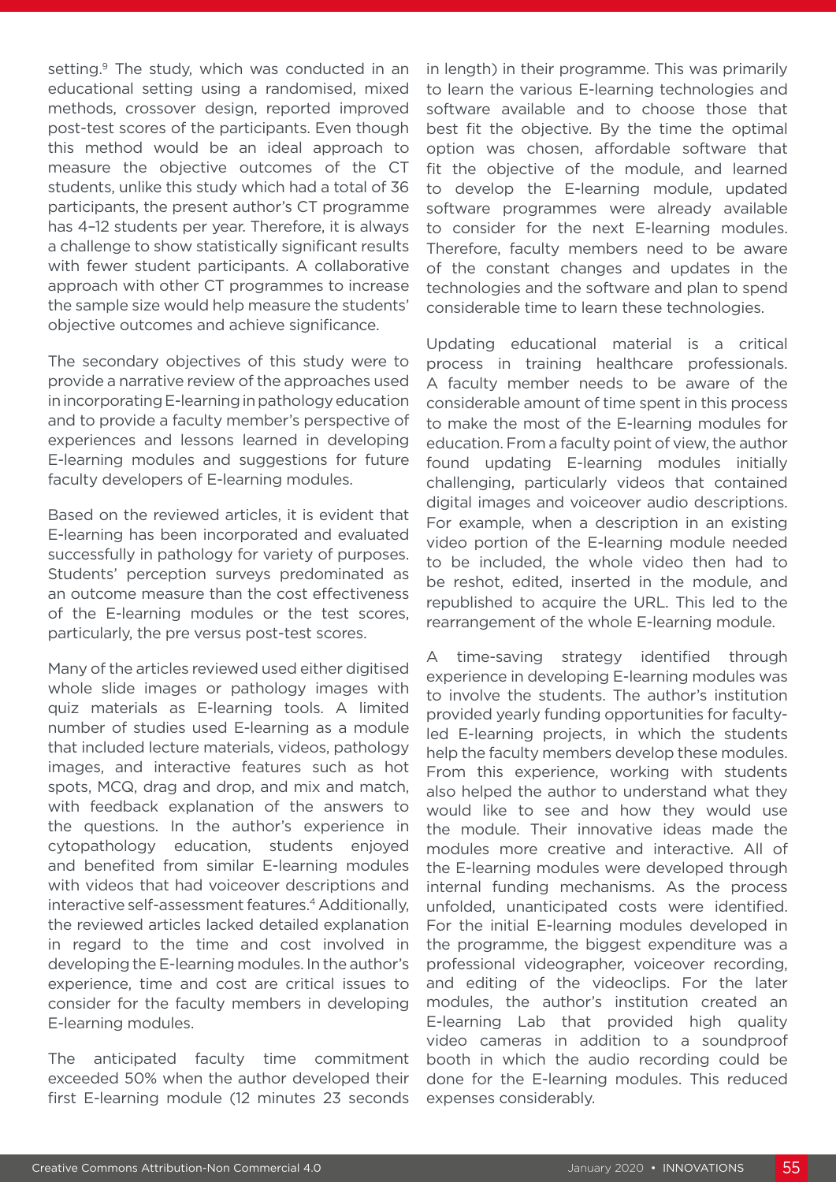setting.[9] The study, which was conducted in an educational setting using a randomised, mixed methods, crossover design, reported improved post-test scores of the participants. Even though this method would be an ideal approach to measure the objective outcomes of the CT students, unlike this study which had a total of 36 participants, the present author's CT programme has 4–12 students per year. Therefore, it is always a challenge to show statistically significant results with fewer student participants. A collaborative approach with other CT programmes to increase the sample size would help measure the students' objective outcomes and achieve significance.

The secondary objectives of this study were to provide a narrative review of the approaches used in incorporating E-learning in pathology education and to provide a faculty member's perspective of experiences and lessons learned in developing E-learning modules and suggestions for future faculty developers of E-learning modules.

Based on the reviewed articles, it is evident that E-learning has been incorporated and evaluated successfully in pathology for variety of purposes. Students' perception surveys predominated as an outcome measure than the cost effectiveness of the E-learning modules or the test scores, particularly, the pre versus post-test scores.

Many of the articles reviewed used either digitised whole slide images or pathology images with quiz materials as E-learning tools. A limited number of studies used E-learning as a module that included lecture materials, videos, pathology images, and interactive features such as hot spots, MCQ, drag and drop, and mix and match, with feedback explanation of the answers to the questions. In the author's experience in cytopathology education, students enjoyed and benefited from similar E-learning modules with videos that had voiceover descriptions and interactive self-assessment features.[4] Additionally, the reviewed articles lacked detailed explanation in regard to the time and cost involved in developing the E-learning modules. In the author's experience, time and cost are critical issues to consider for the faculty members in developing E-learning modules.

The anticipated faculty time commitment exceeded 50% when the author developed their first E-learning module (12 minutes 23 seconds in length) in their programme. This was primarily to learn the various E-learning technologies and software available and to choose those that best fit the objective. By the time the optimal option was chosen, affordable software that fit the objective of the module, and learned to develop the E-learning module, updated software programmes were already available to consider for the next E-learning modules. Therefore, faculty members need to be aware of the constant changes and updates in the technologies and the software and plan to spend considerable time to learn these technologies.

Updating educational material is a critical process in training healthcare professionals. A faculty member needs to be aware of the considerable amount of time spent in this process to make the most of the E-learning modules for education. From a faculty point of view, the author found updating E-learning modules initially challenging, particularly videos that contained digital images and voiceover audio descriptions. For example, when a description in an existing video portion of the E-learning module needed to be included, the whole video then had to be reshot, edited, inserted in the module, and republished to acquire the URL. This led to the rearrangement of the whole E-learning module.

A time-saving strategy identified through experience in developing E-learning modules was to involve the students. The author's institution provided yearly funding opportunities for faculty-led E-learning projects, in which the students help the faculty members develop these modules. From this experience, working with students also helped the author to understand what they would like to see and how they would use the module. Their innovative ideas made the modules more creative and interactive. All of the E-learning modules were developed through internal funding mechanisms. As the process unfolded, unanticipated costs were identified. For the initial E-learning modules developed in the programme, the biggest expenditure was a professional videographer, voiceover recording, and editing of the videoclips. For the later modules, the author's institution created an E-learning Lab that provided high quality video cameras in addition to a soundproof booth in which the audio recording could be done for the E-learning modules. This reduced expenses considerably.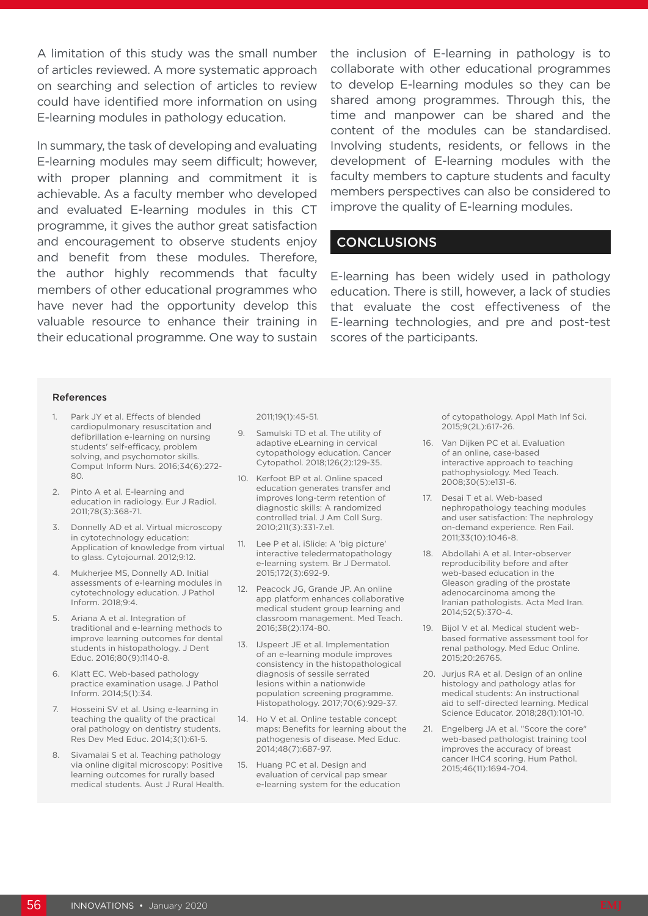A limitation of this study was the small number of articles reviewed. A more systematic approach on searching and selection of articles to review could have identified more information on using E-learning modules in pathology education.

In summary, the task of developing and evaluating E-learning modules may seem difficult; however, with proper planning and commitment it is achievable. As a faculty member who developed and evaluated E-learning modules in this CT programme, it gives the author great satisfaction and encouragement to observe students enjoy and benefit from these modules. Therefore, the author highly recommends that faculty members of other educational programmes who have never had the opportunity develop this valuable resource to enhance their training in their educational programme. One way to sustain the inclusion of E-learning in pathology is to collaborate with other educational programmes to develop E-learning modules so they can be shared among programmes. Through this, the time and manpower can be shared and the content of the modules can be standardised. Involving students, residents, or fellows in the development of E-learning modules with the faculty members to capture students and faculty members perspectives can also be considered to improve the quality of E-learning modules.

## CONCLUSIONS

E-learning has been widely used in pathology education. There is still, however, a lack of studies that evaluate the cost effectiveness of the E-learning technologies, and pre and post-test scores of the participants.

### References

1. Park JY et al. Effects of blended cardiopulmonary resuscitation and defibrillation e-learning on nursing students' self-efficacy, problem solving, and psychomotor skills. Comput Inform Nurs. 2016;34(6):272-80.
2. Pinto A et al. E-learning and education in radiology. Eur J Radiol. 2011;78(3):368-71.
3. Donnelly AD et al. Virtual microscopy in cytotechnology education: Application of knowledge from virtual to glass. Cytojournal. 2012;9:12.
4. Mukherjee MS, Donnelly AD. Initial assessments of e-learning modules in cytotechnology education. J Pathol Inform. 2018;9:4.
5. Ariana A et al. Integration of traditional and e-learning methods to improve learning outcomes for dental students in histopathology. J Dent Educ. 2016;80(9):1140-8.
6. Klatt EC. Web-based pathology practice examination usage. J Pathol Inform. 2014;5(1):34.
7. Hosseini SV et al. Using e-learning in teaching the quality of the practical oral pathology on dentistry students. Res Dev Med Educ. 2014;3(1):61-5.
8. Sivamalai S et al. Teaching pathology via online digital microscopy: Positive learning outcomes for rurally based medical students. Aust J Rural Health. 2011;19(1):45-51.
9. Samulski TD et al. The utility of adaptive eLearning in cervical cytopathology education. Cancer Cytopathol. 2018;126(2):129-35.
10. Kerfoot BP et al. Online spaced education generates transfer and improves long-term retention of diagnostic skills: A randomized controlled trial. J Am Coll Surg. 2010;211(3):331-7.e1.
11. Lee P et al. iSlide: A 'big picture' interactive teledermatopathology e-learning system. Br J Dermatol. 2015;172(3):692-9.
12. Peacock JG, Grande JP. An online app platform enhances collaborative medical student group learning and classroom management. Med Teach. 2016;38(2):174-80.
13. IJspeert JE et al. Implementation of an e-learning module improves consistency in the histopathological diagnosis of sessile serrated lesions within a nationwide population screening programme. Histopathology. 2017;70(6):929-37.
14. Ho V et al. Online testable concept maps: Benefits for learning about the pathogenesis of disease. Med Educ. 2014;48(7):687-97.
15. Huang PC et al. Design and evaluation of cervical pap smear e-learning system for the education of cytopathology. Appl Math Inf Sci. 2015;9(2L):617-26.
16. Van Dijken PC et al. Evaluation of an online, case-based interactive approach to teaching pathophysiology. Med Teach. 2008;30(5):e131-6.
17. Desai T et al. Web-based nephropathology teaching modules and user satisfaction: The nephrology on-demand experience. Ren Fail. 2011;33(10):1046-8.
18. Abdollahi A et al. Inter-observer reproducibility before and after web-based education in the Gleason grading of the prostate adenocarcinoma among the Iranian pathologists. Acta Med Iran. 2014;52(5):370-4.
19. Bijol V et al. Medical student web-based formative assessment tool for renal pathology. Med Educ Online. 2015;20:26765.
20. Jurjus RA et al. Design of an online histology and pathology atlas for medical students: An instructional aid to self-directed learning. Medical Science Educator. 2018;28(1):101-10.
21. Engelberg JA et al. "Score the core" web-based pathologist training tool improves the accuracy of breast cancer IHC4 scoring. Hum Pathol. 2015;46(11):1694-704.